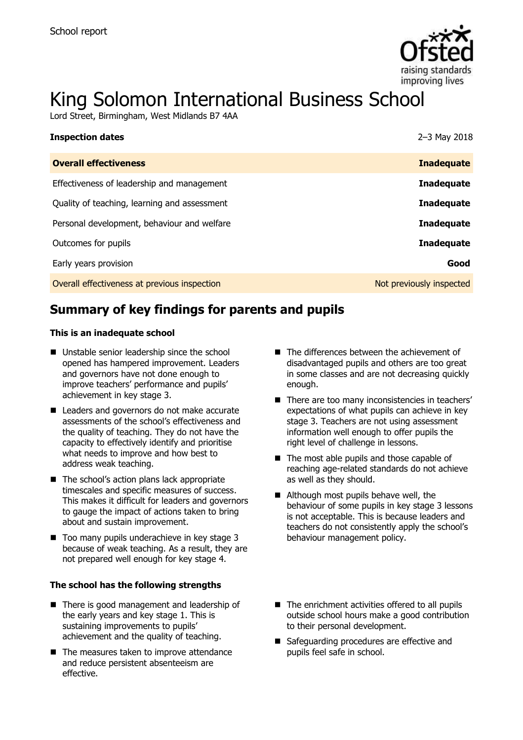School report

# King Solomon International Business School

Lord Street, Birmingham, West Midlands B7 4AA

| **Inspection dates** | 2–3 May 2018 |
| --- | --- |
| **Overall effectiveness** | **Inadequate** |
| Effectiveness of leadership and management | **Inadequate** |
| Quality of teaching, learning and assessment | **Inadequate** |
| Personal development, behaviour and welfare | **Inadequate** |
| Outcomes for pupils | **Inadequate** |
| Early years provision | **Good** |
| Overall effectiveness at previous inspection | Not previously inspected |

## Summary of key findings for parents and pupils

**This is an inadequate school**

- Unstable senior leadership since the school opened has hampered improvement. Leaders and governors have not done enough to improve teachers' performance and pupils' achievement in key stage 3.
- Leaders and governors do not make accurate assessments of the school's effectiveness and the quality of teaching. They do not have the capacity to effectively identify and prioritise what needs to improve and how best to address weak teaching.
- The school's action plans lack appropriate timescales and specific measures of success. This makes it difficult for leaders and governors to gauge the impact of actions taken to bring about and sustain improvement.
- Too many pupils underachieve in key stage 3 because of weak teaching. As a result, they are not prepared well enough for key stage 4.
- The differences between the achievement of disadvantaged pupils and others are too great in some classes and are not decreasing quickly enough.
- There are too many inconsistencies in teachers' expectations of what pupils can achieve in key stage 3. Teachers are not using assessment information well enough to offer pupils the right level of challenge in lessons.
- The most able pupils and those capable of reaching age-related standards do not achieve as well as they should.
- Although most pupils behave well, the behaviour of some pupils in key stage 3 lessons is not acceptable. This is because leaders and teachers do not consistently apply the school's behaviour management policy.

**The school has the following strengths**

- There is good management and leadership of the early years and key stage 1. This is sustaining improvements to pupils' achievement and the quality of teaching.
- The measures taken to improve attendance and reduce persistent absenteeism are effective.
- The enrichment activities offered to all pupils outside school hours make a good contribution to their personal development.
- Safeguarding procedures are effective and pupils feel safe in school.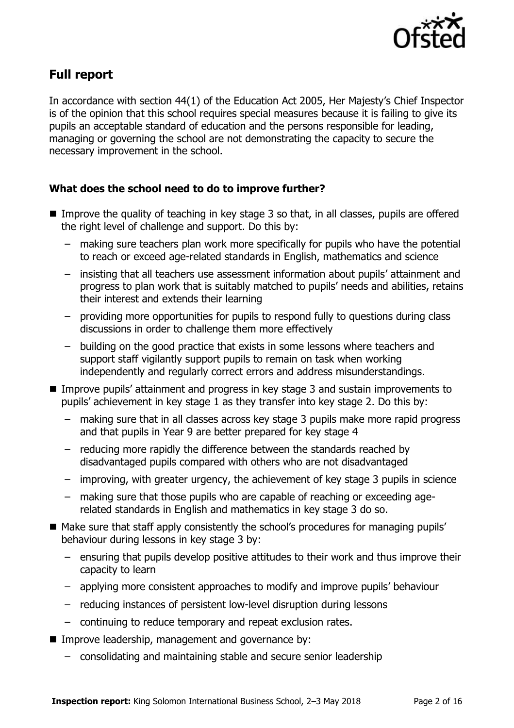## Full report

In accordance with section 44(1) of the Education Act 2005, Her Majesty's Chief Inspector is of the opinion that this school requires special measures because it is failing to give its pupils an acceptable standard of education and the persons responsible for leading, managing or governing the school are not demonstrating the capacity to secure the necessary improvement in the school.

### What does the school need to do to improve further?

- Improve the quality of teaching in key stage 3 so that, in all classes, pupils are offered the right level of challenge and support. Do this by:
  - making sure teachers plan work more specifically for pupils who have the potential to reach or exceed age-related standards in English, mathematics and science
  - insisting that all teachers use assessment information about pupils' attainment and progress to plan work that is suitably matched to pupils' needs and abilities, retains their interest and extends their learning
  - providing more opportunities for pupils to respond fully to questions during class discussions in order to challenge them more effectively
  - building on the good practice that exists in some lessons where teachers and support staff vigilantly support pupils to remain on task when working independently and regularly correct errors and address misunderstandings.
- Improve pupils' attainment and progress in key stage 3 and sustain improvements to pupils' achievement in key stage 1 as they transfer into key stage 2. Do this by:
  - making sure that in all classes across key stage 3 pupils make more rapid progress and that pupils in Year 9 are better prepared for key stage 4
  - reducing more rapidly the difference between the standards reached by disadvantaged pupils compared with others who are not disadvantaged
  - improving, with greater urgency, the achievement of key stage 3 pupils in science
  - making sure that those pupils who are capable of reaching or exceeding age-related standards in English and mathematics in key stage 3 do so.
- Make sure that staff apply consistently the school's procedures for managing pupils' behaviour during lessons in key stage 3 by:
  - ensuring that pupils develop positive attitudes to their work and thus improve their capacity to learn
  - applying more consistent approaches to modify and improve pupils' behaviour
  - reducing instances of persistent low-level disruption during lessons
  - continuing to reduce temporary and repeat exclusion rates.
- Improve leadership, management and governance by:
  - consolidating and maintaining stable and secure senior leadership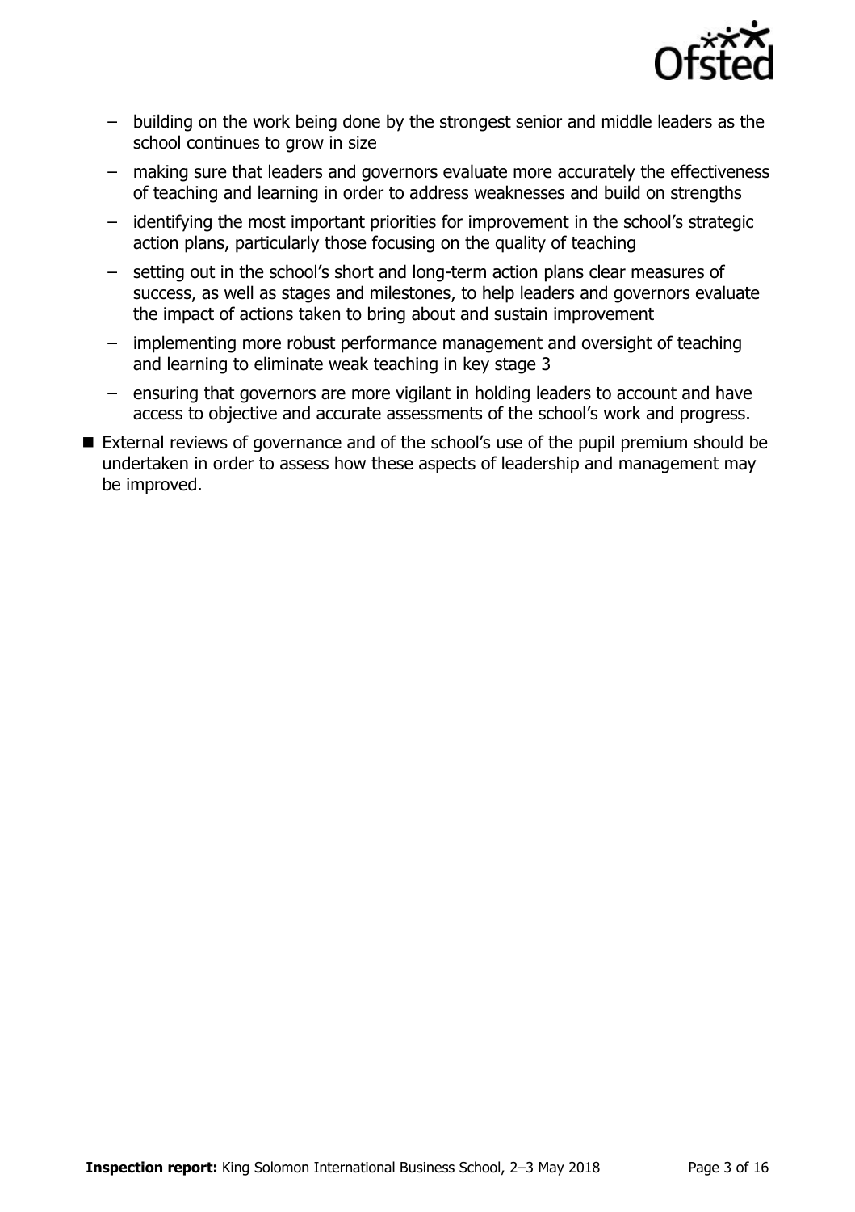- building on the work being done by the strongest senior and middle leaders as the school continues to grow in size
  - making sure that leaders and governors evaluate more accurately the effectiveness of teaching and learning in order to address weaknesses and build on strengths
  - identifying the most important priorities for improvement in the school's strategic action plans, particularly those focusing on the quality of teaching
  - setting out in the school's short and long-term action plans clear measures of success, as well as stages and milestones, to help leaders and governors evaluate the impact of actions taken to bring about and sustain improvement
  - implementing more robust performance management and oversight of teaching and learning to eliminate weak teaching in key stage 3
  - ensuring that governors are more vigilant in holding leaders to account and have access to objective and accurate assessments of the school's work and progress.
- External reviews of governance and of the school's use of the pupil premium should be undertaken in order to assess how these aspects of leadership and management may be improved.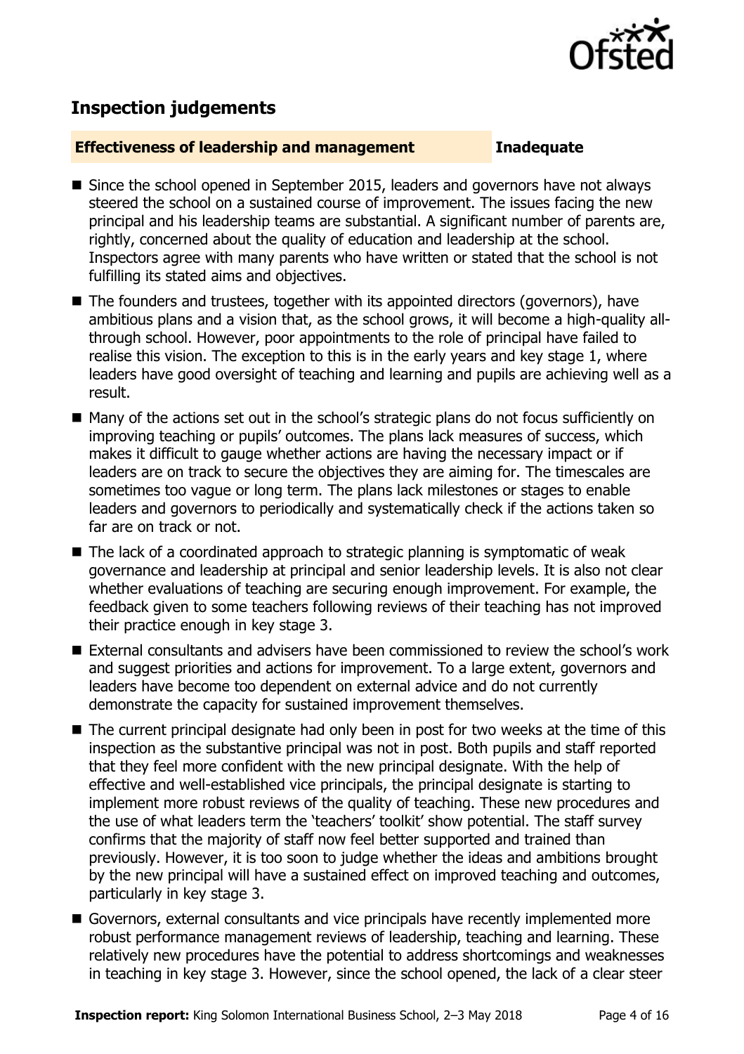## Inspection judgements

**Effectiveness of leadership and management** **Inadequate**

- Since the school opened in September 2015, leaders and governors have not always steered the school on a sustained course of improvement. The issues facing the new principal and his leadership teams are substantial. A significant number of parents are, rightly, concerned about the quality of education and leadership at the school. Inspectors agree with many parents who have written or stated that the school is not fulfilling its stated aims and objectives.
- The founders and trustees, together with its appointed directors (governors), have ambitious plans and a vision that, as the school grows, it will become a high-quality all-through school. However, poor appointments to the role of principal have failed to realise this vision. The exception to this is in the early years and key stage 1, where leaders have good oversight of teaching and learning and pupils are achieving well as a result.
- Many of the actions set out in the school's strategic plans do not focus sufficiently on improving teaching or pupils' outcomes. The plans lack measures of success, which makes it difficult to gauge whether actions are having the necessary impact or if leaders are on track to secure the objectives they are aiming for. The timescales are sometimes too vague or long term. The plans lack milestones or stages to enable leaders and governors to periodically and systematically check if the actions taken so far are on track or not.
- The lack of a coordinated approach to strategic planning is symptomatic of weak governance and leadership at principal and senior leadership levels. It is also not clear whether evaluations of teaching are securing enough improvement. For example, the feedback given to some teachers following reviews of their teaching has not improved their practice enough in key stage 3.
- External consultants and advisers have been commissioned to review the school's work and suggest priorities and actions for improvement. To a large extent, governors and leaders have become too dependent on external advice and do not currently demonstrate the capacity for sustained improvement themselves.
- The current principal designate had only been in post for two weeks at the time of this inspection as the substantive principal was not in post. Both pupils and staff reported that they feel more confident with the new principal designate. With the help of effective and well-established vice principals, the principal designate is starting to implement more robust reviews of the quality of teaching. These new procedures and the use of what leaders term the 'teachers' toolkit' show potential. The staff survey confirms that the majority of staff now feel better supported and trained than previously. However, it is too soon to judge whether the ideas and ambitions brought by the new principal will have a sustained effect on improved teaching and outcomes, particularly in key stage 3.
- Governors, external consultants and vice principals have recently implemented more robust performance management reviews of leadership, teaching and learning. These relatively new procedures have the potential to address shortcomings and weaknesses in teaching in key stage 3. However, since the school opened, the lack of a clear steer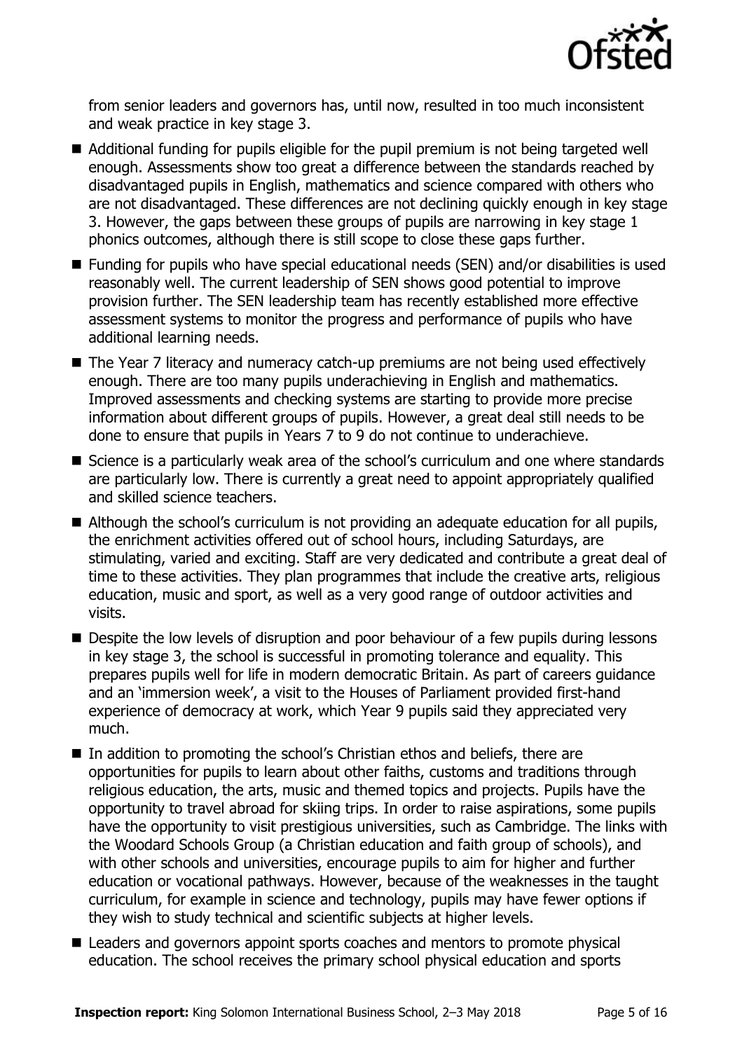from senior leaders and governors has, until now, resulted in too much inconsistent and weak practice in key stage 3.

- Additional funding for pupils eligible for the pupil premium is not being targeted well enough. Assessments show too great a difference between the standards reached by disadvantaged pupils in English, mathematics and science compared with others who are not disadvantaged. These differences are not declining quickly enough in key stage 3. However, the gaps between these groups of pupils are narrowing in key stage 1 phonics outcomes, although there is still scope to close these gaps further.
- Funding for pupils who have special educational needs (SEN) and/or disabilities is used reasonably well. The current leadership of SEN shows good potential to improve provision further. The SEN leadership team has recently established more effective assessment systems to monitor the progress and performance of pupils who have additional learning needs.
- The Year 7 literacy and numeracy catch-up premiums are not being used effectively enough. There are too many pupils underachieving in English and mathematics. Improved assessments and checking systems are starting to provide more precise information about different groups of pupils. However, a great deal still needs to be done to ensure that pupils in Years 7 to 9 do not continue to underachieve.
- Science is a particularly weak area of the school's curriculum and one where standards are particularly low. There is currently a great need to appoint appropriately qualified and skilled science teachers.
- Although the school's curriculum is not providing an adequate education for all pupils, the enrichment activities offered out of school hours, including Saturdays, are stimulating, varied and exciting. Staff are very dedicated and contribute a great deal of time to these activities. They plan programmes that include the creative arts, religious education, music and sport, as well as a very good range of outdoor activities and visits.
- Despite the low levels of disruption and poor behaviour of a few pupils during lessons in key stage 3, the school is successful in promoting tolerance and equality. This prepares pupils well for life in modern democratic Britain. As part of careers guidance and an 'immersion week', a visit to the Houses of Parliament provided first-hand experience of democracy at work, which Year 9 pupils said they appreciated very much.
- In addition to promoting the school's Christian ethos and beliefs, there are opportunities for pupils to learn about other faiths, customs and traditions through religious education, the arts, music and themed topics and projects. Pupils have the opportunity to travel abroad for skiing trips. In order to raise aspirations, some pupils have the opportunity to visit prestigious universities, such as Cambridge. The links with the Woodard Schools Group (a Christian education and faith group of schools), and with other schools and universities, encourage pupils to aim for higher and further education or vocational pathways. However, because of the weaknesses in the taught curriculum, for example in science and technology, pupils may have fewer options if they wish to study technical and scientific subjects at higher levels.
- Leaders and governors appoint sports coaches and mentors to promote physical education. The school receives the primary school physical education and sports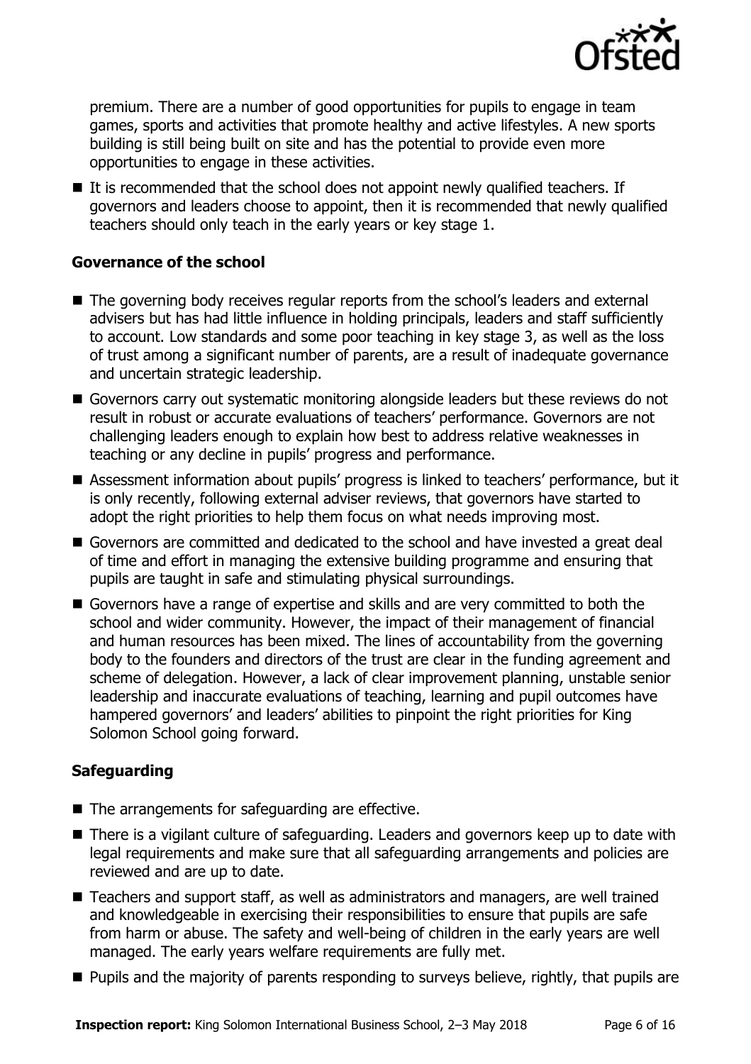premium. There are a number of good opportunities for pupils to engage in team games, sports and activities that promote healthy and active lifestyles. A new sports building is still being built on site and has the potential to provide even more opportunities to engage in these activities.

- It is recommended that the school does not appoint newly qualified teachers. If governors and leaders choose to appoint, then it is recommended that newly qualified teachers should only teach in the early years or key stage 1.

### Governance of the school

- The governing body receives regular reports from the school's leaders and external advisers but has had little influence in holding principals, leaders and staff sufficiently to account. Low standards and some poor teaching in key stage 3, as well as the loss of trust among a significant number of parents, are a result of inadequate governance and uncertain strategic leadership.
- Governors carry out systematic monitoring alongside leaders but these reviews do not result in robust or accurate evaluations of teachers' performance. Governors are not challenging leaders enough to explain how best to address relative weaknesses in teaching or any decline in pupils' progress and performance.
- Assessment information about pupils' progress is linked to teachers' performance, but it is only recently, following external adviser reviews, that governors have started to adopt the right priorities to help them focus on what needs improving most.
- Governors are committed and dedicated to the school and have invested a great deal of time and effort in managing the extensive building programme and ensuring that pupils are taught in safe and stimulating physical surroundings.
- Governors have a range of expertise and skills and are very committed to both the school and wider community. However, the impact of their management of financial and human resources has been mixed. The lines of accountability from the governing body to the founders and directors of the trust are clear in the funding agreement and scheme of delegation. However, a lack of clear improvement planning, unstable senior leadership and inaccurate evaluations of teaching, learning and pupil outcomes have hampered governors' and leaders' abilities to pinpoint the right priorities for King Solomon School going forward.

### Safeguarding

- The arrangements for safeguarding are effective.
- There is a vigilant culture of safeguarding. Leaders and governors keep up to date with legal requirements and make sure that all safeguarding arrangements and policies are reviewed and are up to date.
- Teachers and support staff, as well as administrators and managers, are well trained and knowledgeable in exercising their responsibilities to ensure that pupils are safe from harm or abuse. The safety and well-being of children in the early years are well managed. The early years welfare requirements are fully met.
- Pupils and the majority of parents responding to surveys believe, rightly, that pupils are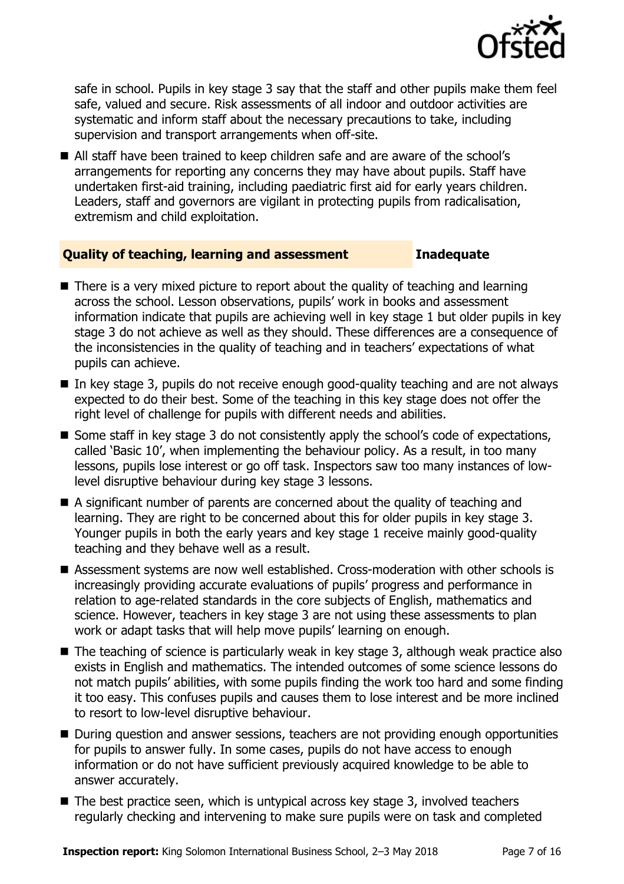safe in school. Pupils in key stage 3 say that the staff and other pupils make them feel safe, valued and secure. Risk assessments of all indoor and outdoor activities are systematic and inform staff about the necessary precautions to take, including supervision and transport arrangements when off-site.

- All staff have been trained to keep children safe and are aware of the school's arrangements for reporting any concerns they may have about pupils. Staff have undertaken first-aid training, including paediatric first aid for early years children. Leaders, staff and governors are vigilant in protecting pupils from radicalisation, extremism and child exploitation.

## Quality of teaching, learning and assessment — Inadequate

- There is a very mixed picture to report about the quality of teaching and learning across the school. Lesson observations, pupils' work in books and assessment information indicate that pupils are achieving well in key stage 1 but older pupils in key stage 3 do not achieve as well as they should. These differences are a consequence of the inconsistencies in the quality of teaching and in teachers' expectations of what pupils can achieve.
- In key stage 3, pupils do not receive enough good-quality teaching and are not always expected to do their best. Some of the teaching in this key stage does not offer the right level of challenge for pupils with different needs and abilities.
- Some staff in key stage 3 do not consistently apply the school's code of expectations, called 'Basic 10', when implementing the behaviour policy. As a result, in too many lessons, pupils lose interest or go off task. Inspectors saw too many instances of low-level disruptive behaviour during key stage 3 lessons.
- A significant number of parents are concerned about the quality of teaching and learning. They are right to be concerned about this for older pupils in key stage 3. Younger pupils in both the early years and key stage 1 receive mainly good-quality teaching and they behave well as a result.
- Assessment systems are now well established. Cross-moderation with other schools is increasingly providing accurate evaluations of pupils' progress and performance in relation to age-related standards in the core subjects of English, mathematics and science. However, teachers in key stage 3 are not using these assessments to plan work or adapt tasks that will help move pupils' learning on enough.
- The teaching of science is particularly weak in key stage 3, although weak practice also exists in English and mathematics. The intended outcomes of some science lessons do not match pupils' abilities, with some pupils finding the work too hard and some finding it too easy. This confuses pupils and causes them to lose interest and be more inclined to resort to low-level disruptive behaviour.
- During question and answer sessions, teachers are not providing enough opportunities for pupils to answer fully. In some cases, pupils do not have access to enough information or do not have sufficient previously acquired knowledge to be able to answer accurately.
- The best practice seen, which is untypical across key stage 3, involved teachers regularly checking and intervening to make sure pupils were on task and completed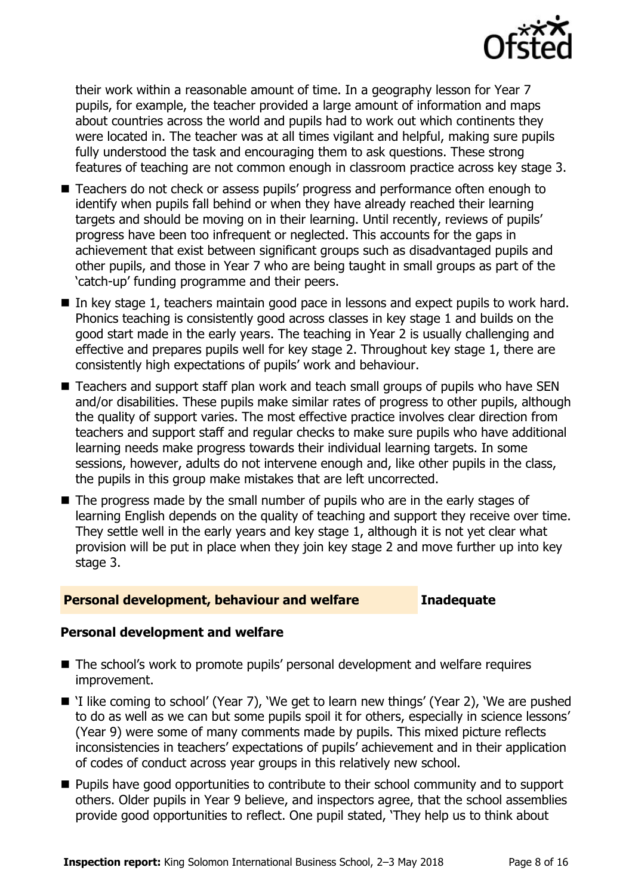their work within a reasonable amount of time. In a geography lesson for Year 7 pupils, for example, the teacher provided a large amount of information and maps about countries across the world and pupils had to work out which continents they were located in. The teacher was at all times vigilant and helpful, making sure pupils fully understood the task and encouraging them to ask questions. These strong features of teaching are not common enough in classroom practice across key stage 3.

- Teachers do not check or assess pupils' progress and performance often enough to identify when pupils fall behind or when they have already reached their learning targets and should be moving on in their learning. Until recently, reviews of pupils' progress have been too infrequent or neglected. This accounts for the gaps in achievement that exist between significant groups such as disadvantaged pupils and other pupils, and those in Year 7 who are being taught in small groups as part of the 'catch-up' funding programme and their peers.
- In key stage 1, teachers maintain good pace in lessons and expect pupils to work hard. Phonics teaching is consistently good across classes in key stage 1 and builds on the good start made in the early years. The teaching in Year 2 is usually challenging and effective and prepares pupils well for key stage 2. Throughout key stage 1, there are consistently high expectations of pupils' work and behaviour.
- Teachers and support staff plan work and teach small groups of pupils who have SEN and/or disabilities. These pupils make similar rates of progress to other pupils, although the quality of support varies. The most effective practice involves clear direction from teachers and support staff and regular checks to make sure pupils who have additional learning needs make progress towards their individual learning targets. In some sessions, however, adults do not intervene enough and, like other pupils in the class, the pupils in this group make mistakes that are left uncorrected.
- The progress made by the small number of pupils who are in the early stages of learning English depends on the quality of teaching and support they receive over time. They settle well in the early years and key stage 1, although it is not yet clear what provision will be put in place when they join key stage 2 and move further up into key stage 3.

## Personal development, behaviour and welfare — Inadequate

### Personal development and welfare

- The school's work to promote pupils' personal development and welfare requires improvement.
- 'I like coming to school' (Year 7), 'We get to learn new things' (Year 2), 'We are pushed to do as well as we can but some pupils spoil it for others, especially in science lessons' (Year 9) were some of many comments made by pupils. This mixed picture reflects inconsistencies in teachers' expectations of pupils' achievement and in their application of codes of conduct across year groups in this relatively new school.
- Pupils have good opportunities to contribute to their school community and to support others. Older pupils in Year 9 believe, and inspectors agree, that the school assemblies provide good opportunities to reflect. One pupil stated, 'They help us to think about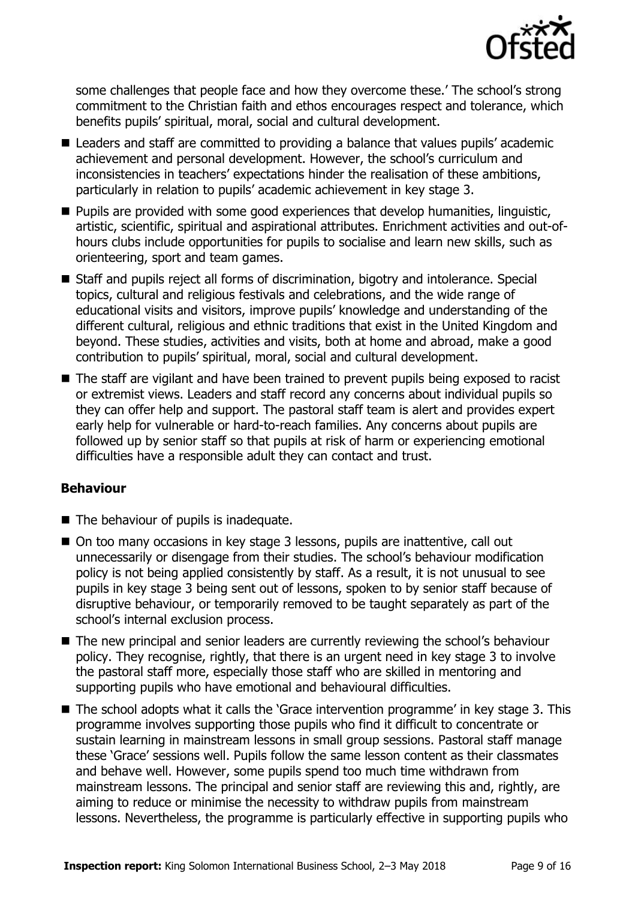some challenges that people face and how they overcome these.' The school's strong commitment to the Christian faith and ethos encourages respect and tolerance, which benefits pupils' spiritual, moral, social and cultural development.

- Leaders and staff are committed to providing a balance that values pupils' academic achievement and personal development. However, the school's curriculum and inconsistencies in teachers' expectations hinder the realisation of these ambitions, particularly in relation to pupils' academic achievement in key stage 3.
- Pupils are provided with some good experiences that develop humanities, linguistic, artistic, scientific, spiritual and aspirational attributes. Enrichment activities and out-of-hours clubs include opportunities for pupils to socialise and learn new skills, such as orienteering, sport and team games.
- Staff and pupils reject all forms of discrimination, bigotry and intolerance. Special topics, cultural and religious festivals and celebrations, and the wide range of educational visits and visitors, improve pupils' knowledge and understanding of the different cultural, religious and ethnic traditions that exist in the United Kingdom and beyond. These studies, activities and visits, both at home and abroad, make a good contribution to pupils' spiritual, moral, social and cultural development.
- The staff are vigilant and have been trained to prevent pupils being exposed to racist or extremist views. Leaders and staff record any concerns about individual pupils so they can offer help and support. The pastoral staff team is alert and provides expert early help for vulnerable or hard-to-reach families. Any concerns about pupils are followed up by senior staff so that pupils at risk of harm or experiencing emotional difficulties have a responsible adult they can contact and trust.

### Behaviour

- The behaviour of pupils is inadequate.
- On too many occasions in key stage 3 lessons, pupils are inattentive, call out unnecessarily or disengage from their studies. The school's behaviour modification policy is not being applied consistently by staff. As a result, it is not unusual to see pupils in key stage 3 being sent out of lessons, spoken to by senior staff because of disruptive behaviour, or temporarily removed to be taught separately as part of the school's internal exclusion process.
- The new principal and senior leaders are currently reviewing the school's behaviour policy. They recognise, rightly, that there is an urgent need in key stage 3 to involve the pastoral staff more, especially those staff who are skilled in mentoring and supporting pupils who have emotional and behavioural difficulties.
- The school adopts what it calls the 'Grace intervention programme' in key stage 3. This programme involves supporting those pupils who find it difficult to concentrate or sustain learning in mainstream lessons in small group sessions. Pastoral staff manage these 'Grace' sessions well. Pupils follow the same lesson content as their classmates and behave well. However, some pupils spend too much time withdrawn from mainstream lessons. The principal and senior staff are reviewing this and, rightly, are aiming to reduce or minimise the necessity to withdraw pupils from mainstream lessons. Nevertheless, the programme is particularly effective in supporting pupils who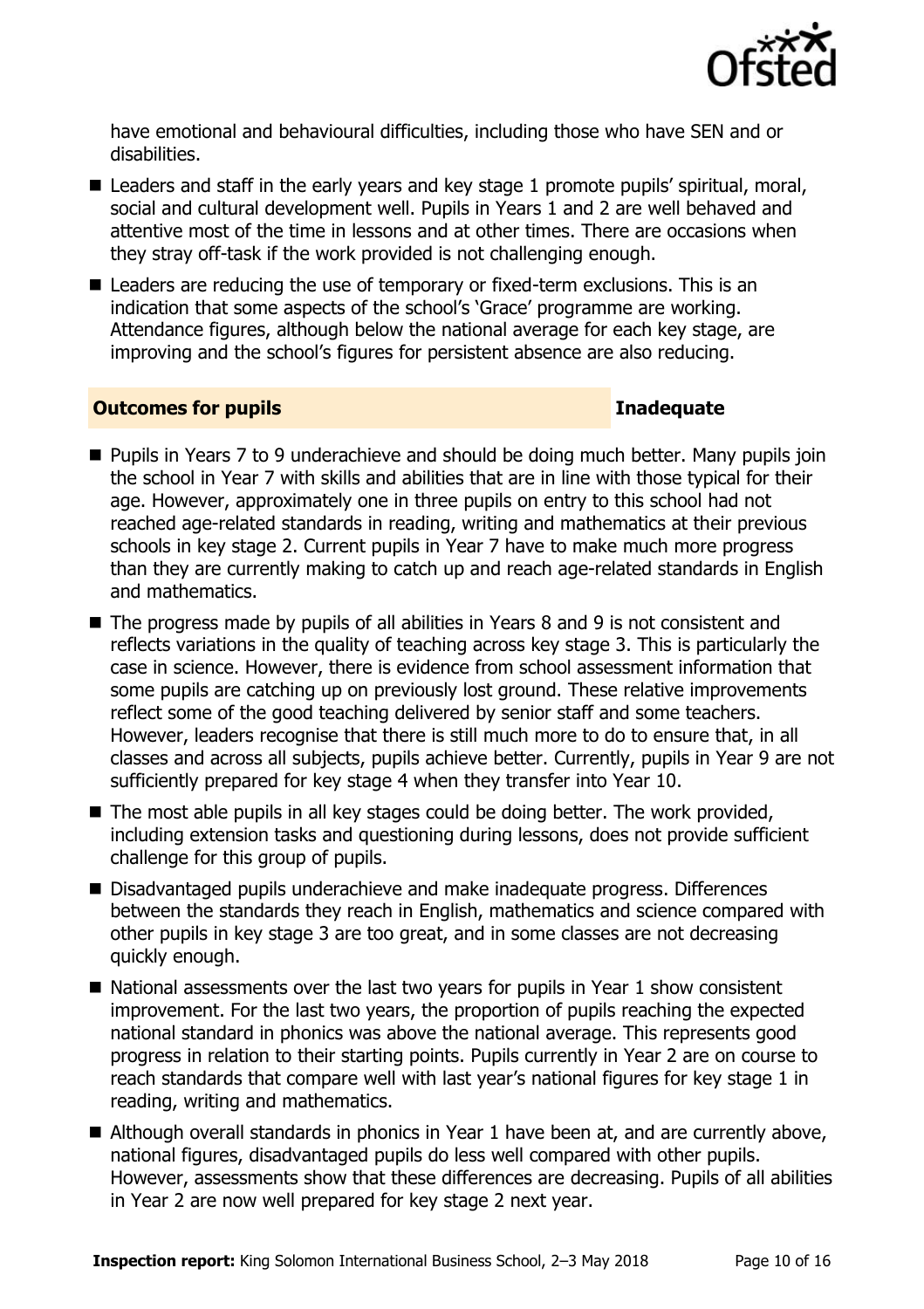have emotional and behavioural difficulties, including those who have SEN and or disabilities.

- Leaders and staff in the early years and key stage 1 promote pupils' spiritual, moral, social and cultural development well. Pupils in Years 1 and 2 are well behaved and attentive most of the time in lessons and at other times. There are occasions when they stray off-task if the work provided is not challenging enough.
- Leaders are reducing the use of temporary or fixed-term exclusions. This is an indication that some aspects of the school's 'Grace' programme are working. Attendance figures, although below the national average for each key stage, are improving and the school's figures for persistent absence are also reducing.

## Outcomes for pupils — Inadequate

- Pupils in Years 7 to 9 underachieve and should be doing much better. Many pupils join the school in Year 7 with skills and abilities that are in line with those typical for their age. However, approximately one in three pupils on entry to this school had not reached age-related standards in reading, writing and mathematics at their previous schools in key stage 2. Current pupils in Year 7 have to make much more progress than they are currently making to catch up and reach age-related standards in English and mathematics.
- The progress made by pupils of all abilities in Years 8 and 9 is not consistent and reflects variations in the quality of teaching across key stage 3. This is particularly the case in science. However, there is evidence from school assessment information that some pupils are catching up on previously lost ground. These relative improvements reflect some of the good teaching delivered by senior staff and some teachers. However, leaders recognise that there is still much more to do to ensure that, in all classes and across all subjects, pupils achieve better. Currently, pupils in Year 9 are not sufficiently prepared for key stage 4 when they transfer into Year 10.
- The most able pupils in all key stages could be doing better. The work provided, including extension tasks and questioning during lessons, does not provide sufficient challenge for this group of pupils.
- Disadvantaged pupils underachieve and make inadequate progress. Differences between the standards they reach in English, mathematics and science compared with other pupils in key stage 3 are too great, and in some classes are not decreasing quickly enough.
- National assessments over the last two years for pupils in Year 1 show consistent improvement. For the last two years, the proportion of pupils reaching the expected national standard in phonics was above the national average. This represents good progress in relation to their starting points. Pupils currently in Year 2 are on course to reach standards that compare well with last year's national figures for key stage 1 in reading, writing and mathematics.
- Although overall standards in phonics in Year 1 have been at, and are currently above, national figures, disadvantaged pupils do less well compared with other pupils. However, assessments show that these differences are decreasing. Pupils of all abilities in Year 2 are now well prepared for key stage 2 next year.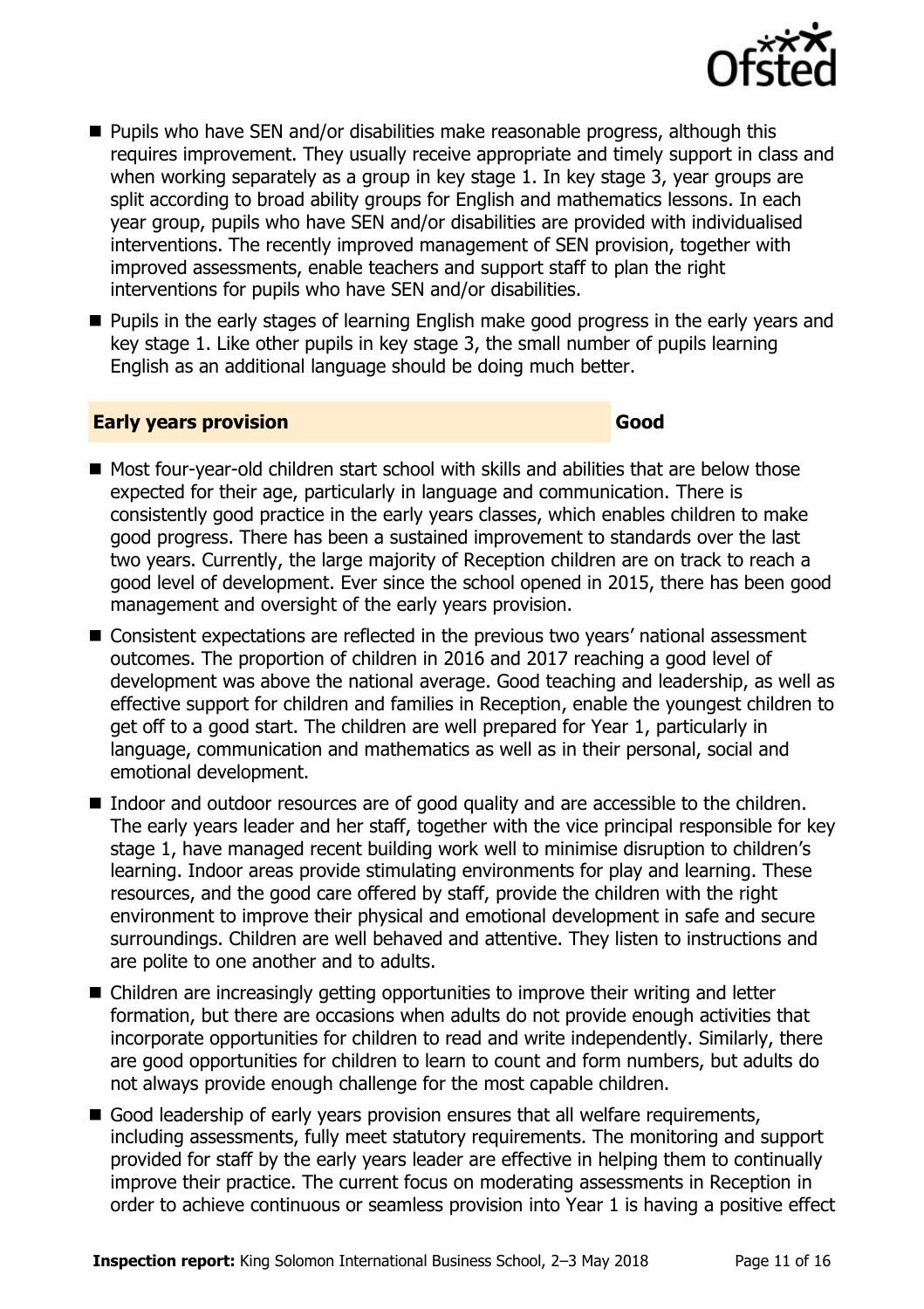- Pupils who have SEN and/or disabilities make reasonable progress, although this requires improvement. They usually receive appropriate and timely support in class and when working separately as a group in key stage 1. In key stage 3, year groups are split according to broad ability groups for English and mathematics lessons. In each year group, pupils who have SEN and/or disabilities are provided with individualised interventions. The recently improved management of SEN provision, together with improved assessments, enable teachers and support staff to plan the right interventions for pupils who have SEN and/or disabilities.
- Pupils in the early stages of learning English make good progress in the early years and key stage 1. Like other pupils in key stage 3, the small number of pupils learning English as an additional language should be doing much better.

## Early years provision — Good

- Most four-year-old children start school with skills and abilities that are below those expected for their age, particularly in language and communication. There is consistently good practice in the early years classes, which enables children to make good progress. There has been a sustained improvement to standards over the last two years. Currently, the large majority of Reception children are on track to reach a good level of development. Ever since the school opened in 2015, there has been good management and oversight of the early years provision.
- Consistent expectations are reflected in the previous two years' national assessment outcomes. The proportion of children in 2016 and 2017 reaching a good level of development was above the national average. Good teaching and leadership, as well as effective support for children and families in Reception, enable the youngest children to get off to a good start. The children are well prepared for Year 1, particularly in language, communication and mathematics as well as in their personal, social and emotional development.
- Indoor and outdoor resources are of good quality and are accessible to the children. The early years leader and her staff, together with the vice principal responsible for key stage 1, have managed recent building work well to minimise disruption to children's learning. Indoor areas provide stimulating environments for play and learning. These resources, and the good care offered by staff, provide the children with the right environment to improve their physical and emotional development in safe and secure surroundings. Children are well behaved and attentive. They listen to instructions and are polite to one another and to adults.
- Children are increasingly getting opportunities to improve their writing and letter formation, but there are occasions when adults do not provide enough activities that incorporate opportunities for children to read and write independently. Similarly, there are good opportunities for children to learn to count and form numbers, but adults do not always provide enough challenge for the most capable children.
- Good leadership of early years provision ensures that all welfare requirements, including assessments, fully meet statutory requirements. The monitoring and support provided for staff by the early years leader are effective in helping them to continually improve their practice. The current focus on moderating assessments in Reception in order to achieve continuous or seamless provision into Year 1 is having a positive effect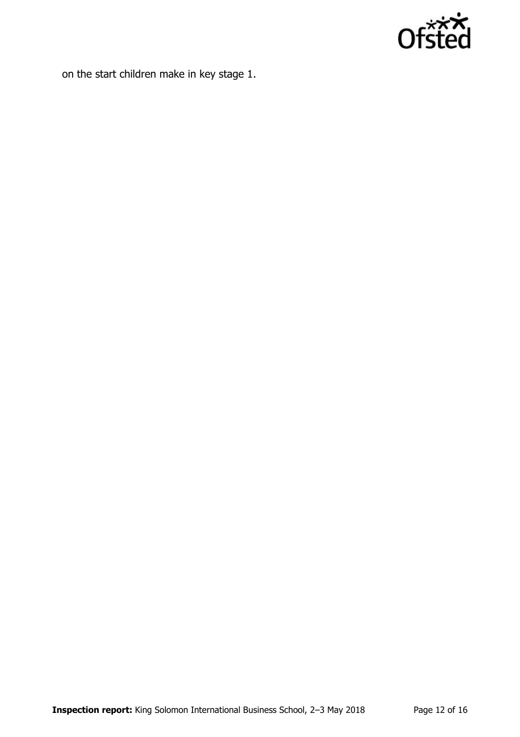on the start children make in key stage 1.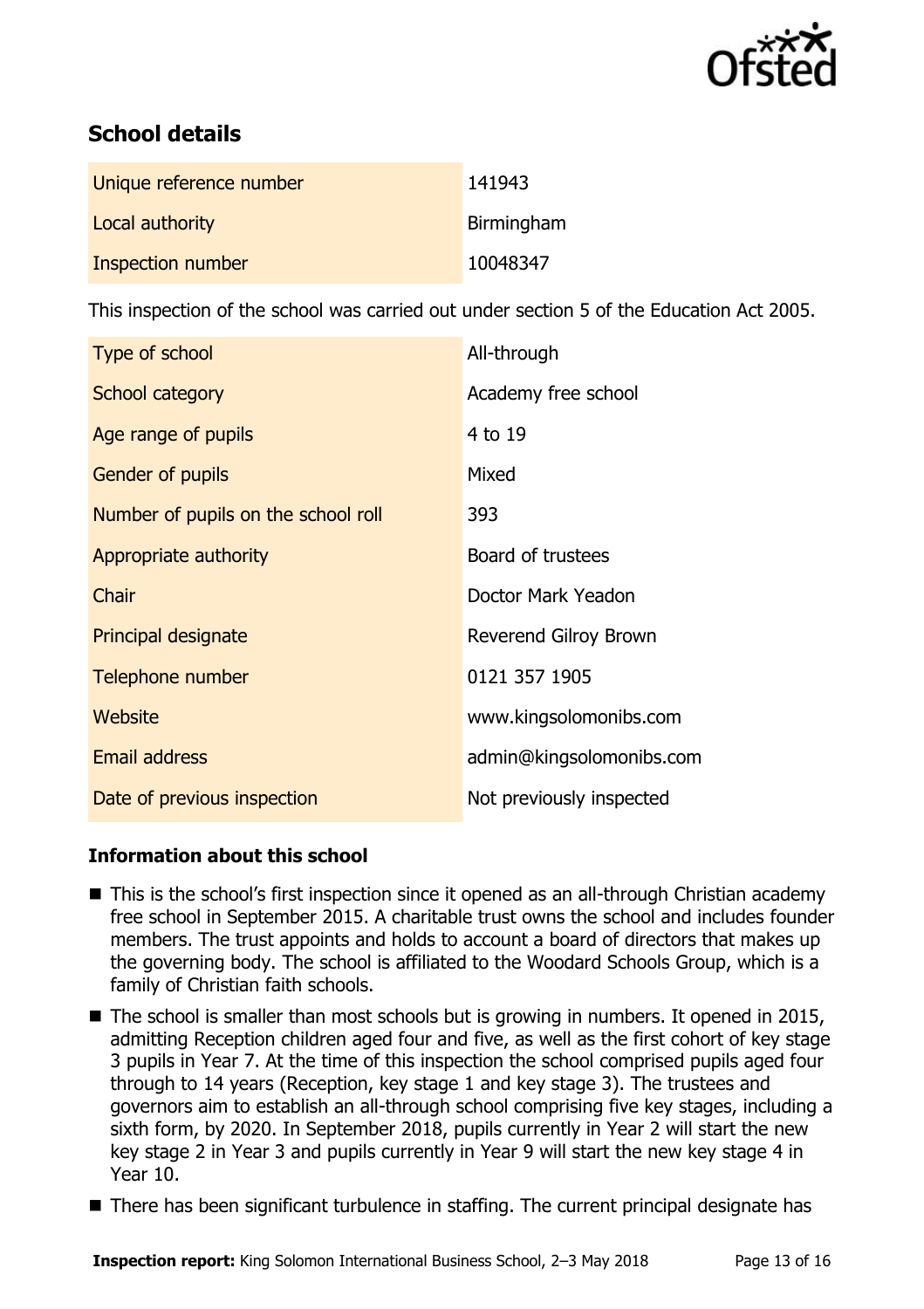## School details

| | |
|---|---|
| Unique reference number | 141943 |
| Local authority | Birmingham |
| Inspection number | 10048347 |

This inspection of the school was carried out under section 5 of the Education Act 2005.

| | |
|---|---|
| Type of school | All-through |
| School category | Academy free school |
| Age range of pupils | 4 to 19 |
| Gender of pupils | Mixed |
| Number of pupils on the school roll | 393 |
| Appropriate authority | Board of trustees |
| Chair | Doctor Mark Yeadon |
| Principal designate | Reverend Gilroy Brown |
| Telephone number | 0121 357 1905 |
| Website | www.kingsolomonibs.com |
| Email address | admin@kingsolomonibs.com |
| Date of previous inspection | Not previously inspected |

### Information about this school

- This is the school's first inspection since it opened as an all-through Christian academy free school in September 2015. A charitable trust owns the school and includes founder members. The trust appoints and holds to account a board of directors that makes up the governing body. The school is affiliated to the Woodard Schools Group, which is a family of Christian faith schools.
- The school is smaller than most schools but is growing in numbers. It opened in 2015, admitting Reception children aged four and five, as well as the first cohort of key stage 3 pupils in Year 7. At the time of this inspection the school comprised pupils aged four through to 14 years (Reception, key stage 1 and key stage 3). The trustees and governors aim to establish an all-through school comprising five key stages, including a sixth form, by 2020. In September 2018, pupils currently in Year 2 will start the new key stage 2 in Year 3 and pupils currently in Year 9 will start the new key stage 4 in Year 10.
- There has been significant turbulence in staffing. The current principal designate has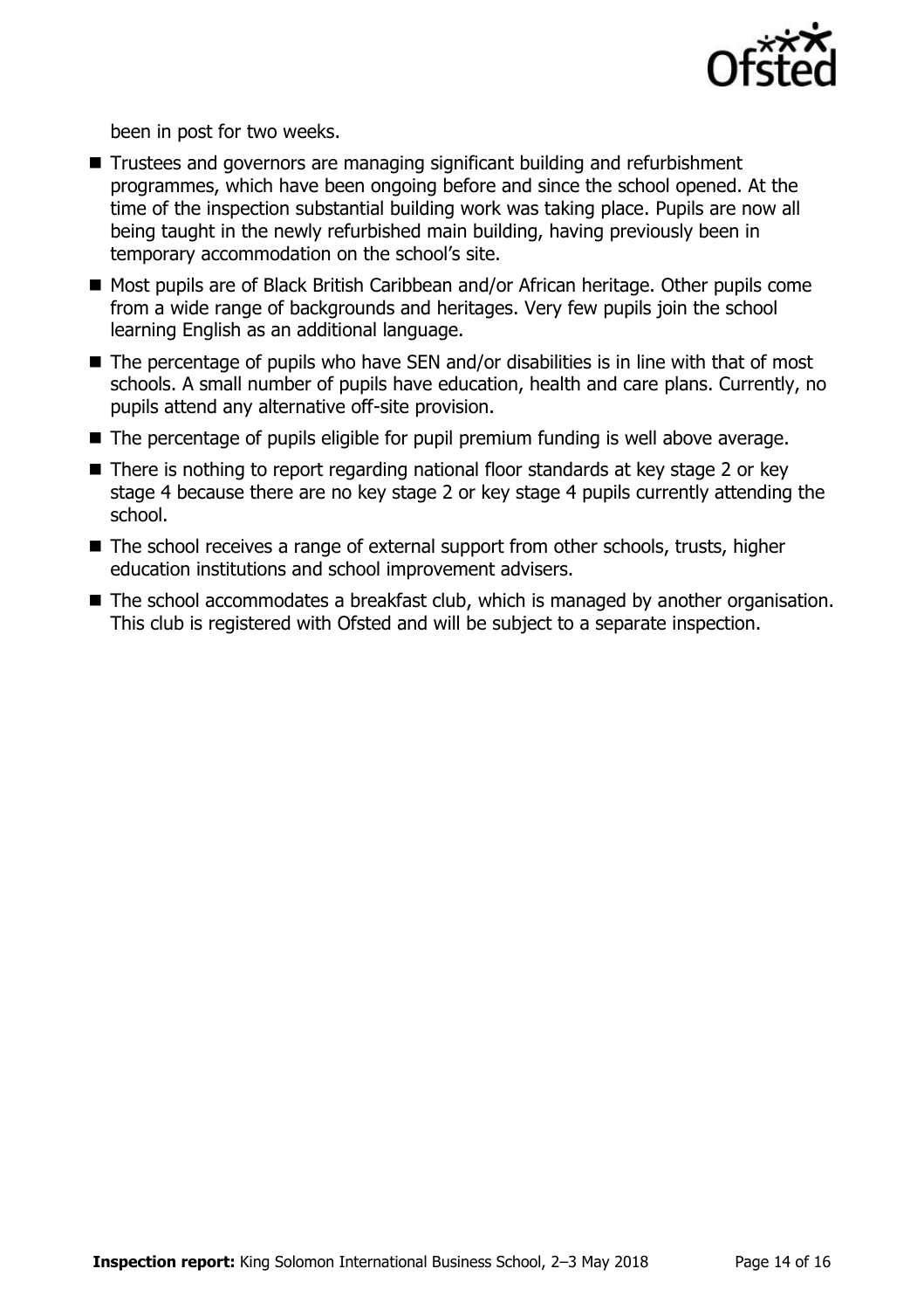been in post for two weeks.

- Trustees and governors are managing significant building and refurbishment programmes, which have been ongoing before and since the school opened. At the time of the inspection substantial building work was taking place. Pupils are now all being taught in the newly refurbished main building, having previously been in temporary accommodation on the school's site.
- Most pupils are of Black British Caribbean and/or African heritage. Other pupils come from a wide range of backgrounds and heritages. Very few pupils join the school learning English as an additional language.
- The percentage of pupils who have SEN and/or disabilities is in line with that of most schools. A small number of pupils have education, health and care plans. Currently, no pupils attend any alternative off-site provision.
- The percentage of pupils eligible for pupil premium funding is well above average.
- There is nothing to report regarding national floor standards at key stage 2 or key stage 4 because there are no key stage 2 or key stage 4 pupils currently attending the school.
- The school receives a range of external support from other schools, trusts, higher education institutions and school improvement advisers.
- The school accommodates a breakfast club, which is managed by another organisation. This club is registered with Ofsted and will be subject to a separate inspection.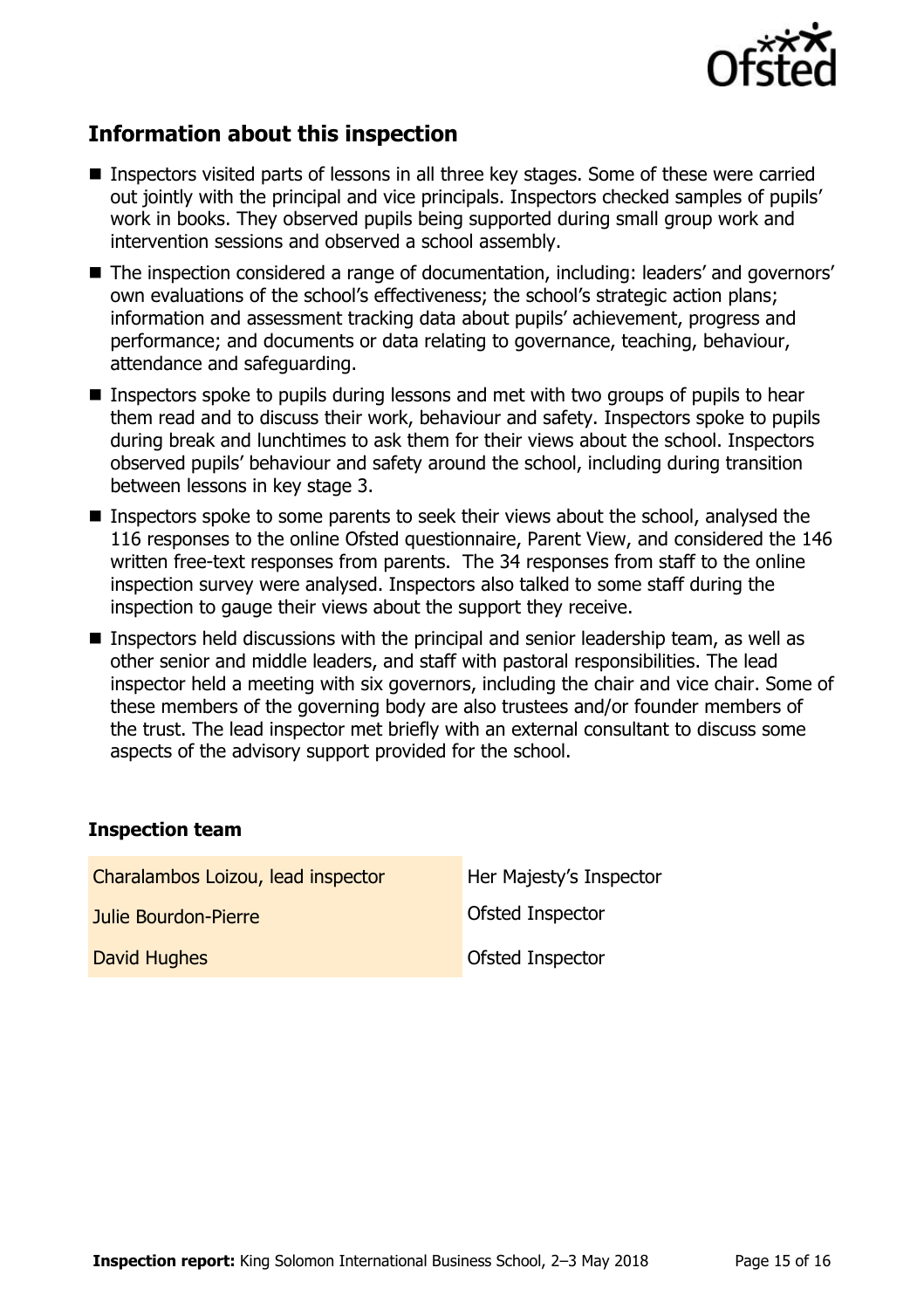## Information about this inspection

- Inspectors visited parts of lessons in all three key stages. Some of these were carried out jointly with the principal and vice principals. Inspectors checked samples of pupils' work in books. They observed pupils being supported during small group work and intervention sessions and observed a school assembly.
- The inspection considered a range of documentation, including: leaders' and governors' own evaluations of the school's effectiveness; the school's strategic action plans; information and assessment tracking data about pupils' achievement, progress and performance; and documents or data relating to governance, teaching, behaviour, attendance and safeguarding.
- Inspectors spoke to pupils during lessons and met with two groups of pupils to hear them read and to discuss their work, behaviour and safety. Inspectors spoke to pupils during break and lunchtimes to ask them for their views about the school. Inspectors observed pupils' behaviour and safety around the school, including during transition between lessons in key stage 3.
- Inspectors spoke to some parents to seek their views about the school, analysed the 116 responses to the online Ofsted questionnaire, Parent View, and considered the 146 written free-text responses from parents. The 34 responses from staff to the online inspection survey were analysed. Inspectors also talked to some staff during the inspection to gauge their views about the support they receive.
- Inspectors held discussions with the principal and senior leadership team, as well as other senior and middle leaders, and staff with pastoral responsibilities. The lead inspector held a meeting with six governors, including the chair and vice chair. Some of these members of the governing body are also trustees and/or founder members of the trust. The lead inspector met briefly with an external consultant to discuss some aspects of the advisory support provided for the school.

### Inspection team

| | |
|---|---|
| Charalambos Loizou, lead inspector | Her Majesty's Inspector |
| Julie Bourdon-Pierre | Ofsted Inspector |
| David Hughes | Ofsted Inspector |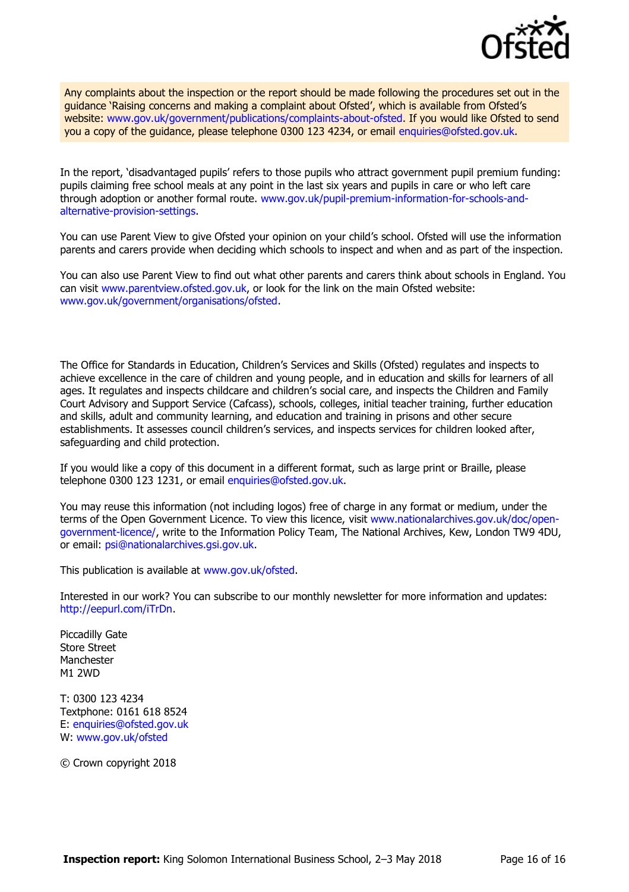Any complaints about the inspection or the report should be made following the procedures set out in the guidance 'Raising concerns and making a complaint about Ofsted', which is available from Ofsted's website: www.gov.uk/government/publications/complaints-about-ofsted. If you would like Ofsted to send you a copy of the guidance, please telephone 0300 123 4234, or email enquiries@ofsted.gov.uk.

In the report, 'disadvantaged pupils' refers to those pupils who attract government pupil premium funding: pupils claiming free school meals at any point in the last six years and pupils in care or who left care through adoption or another formal route. www.gov.uk/pupil-premium-information-for-schools-and-alternative-provision-settings.

You can use Parent View to give Ofsted your opinion on your child's school. Ofsted will use the information parents and carers provide when deciding which schools to inspect and when and as part of the inspection.

You can also use Parent View to find out what other parents and carers think about schools in England. You can visit www.parentview.ofsted.gov.uk, or look for the link on the main Ofsted website: www.gov.uk/government/organisations/ofsted.

The Office for Standards in Education, Children's Services and Skills (Ofsted) regulates and inspects to achieve excellence in the care of children and young people, and in education and skills for learners of all ages. It regulates and inspects childcare and children's social care, and inspects the Children and Family Court Advisory and Support Service (Cafcass), schools, colleges, initial teacher training, further education and skills, adult and community learning, and education and training in prisons and other secure establishments. It assesses council children's services, and inspects services for children looked after, safeguarding and child protection.

If you would like a copy of this document in a different format, such as large print or Braille, please telephone 0300 123 1231, or email enquiries@ofsted.gov.uk.

You may reuse this information (not including logos) free of charge in any format or medium, under the terms of the Open Government Licence. To view this licence, visit www.nationalarchives.gov.uk/doc/open-government-licence/, write to the Information Policy Team, The National Archives, Kew, London TW9 4DU, or email: psi@nationalarchives.gsi.gov.uk.

This publication is available at www.gov.uk/ofsted.

Interested in our work? You can subscribe to our monthly newsletter for more information and updates: http://eepurl.com/iTrDn.

Piccadilly Gate
Store Street
Manchester
M1 2WD

T: 0300 123 4234
Textphone: 0161 618 8524
E: enquiries@ofsted.gov.uk
W: www.gov.uk/ofsted

© Crown copyright 2018